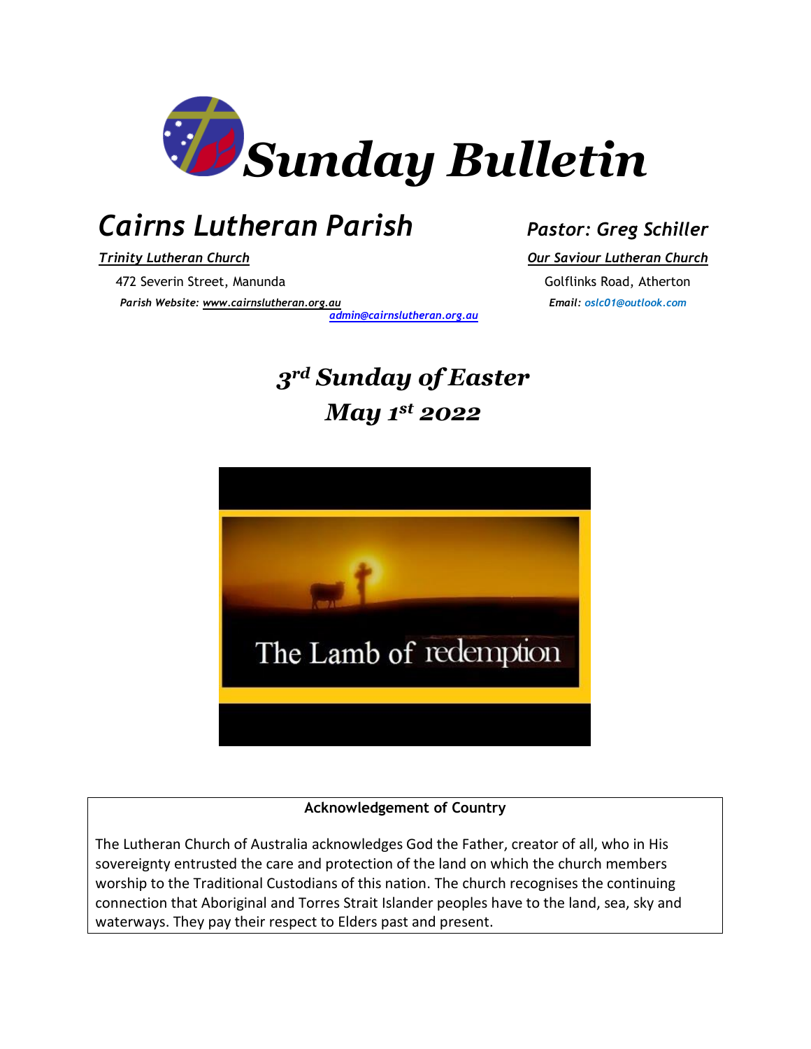# Sunday Bulletin

## Cairns Lutheran Parish

**Pastor: Greg Schiller**

*Trinity Lutheran Church*

472 Severin Street, Manunda

*Our Saviour Lutheran Church*

Golflinks Road, Atherton

*Parish Website: www.cairnslutheran.org.au*

*admin@cairnslutheran.org.au*

*Email: oslc01@outlook.com*

## 3rd Sunday of Easter
## May 1st 2022

The Lamb of redemption

**Acknowledgement of Country**

The Lutheran Church of Australia acknowledges God the Father, creator of all, who in His sovereignty entrusted the care and protection of the land on which the church members worship to the Traditional Custodians of this nation. The church recognises the continuing connection that Aboriginal and Torres Strait Islander peoples have to the land, sea, sky and waterways. They pay their respect to Elders past and present.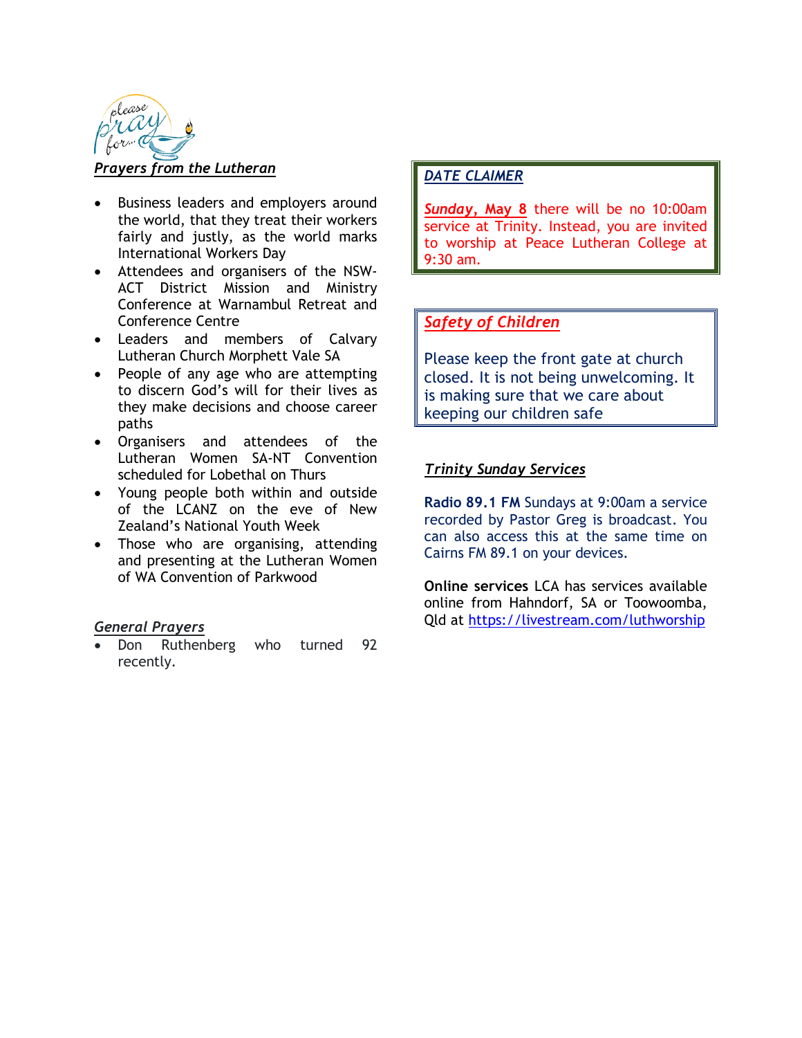## *Prayers from the Lutheran*

- Business leaders and employers around the world, that they treat their workers fairly and justly, as the world marks International Workers Day
- Attendees and organisers of the NSW-ACT District Mission and Ministry Conference at Warnambul Retreat and Conference Centre
- Leaders and members of Calvary Lutheran Church Morphett Vale SA
- People of any age who are attempting to discern God's will for their lives as they make decisions and choose career paths
- Organisers and attendees of the Lutheran Women SA-NT Convention scheduled for Lobethal on Thurs
- Young people both within and outside of the LCANZ on the eve of New Zealand's National Youth Week
- Those who are organising, attending and presenting at the Lutheran Women of WA Convention of Parkwood

## *General Prayers*

- Don Ruthenberg who turned 92 recently.

## *DATE CLAIMER*

***Sunday, May 8*** there will be no 10:00am service at Trinity. Instead, you are invited to worship at Peace Lutheran College at 9:30 am.

## *Safety of Children*

Please keep the front gate at church closed. It is not being unwelcoming. It is making sure that we care about keeping our children safe

## *Trinity Sunday Services*

**Radio 89.1 FM** Sundays at 9:00am a service recorded by Pastor Greg is broadcast. You can also access this at the same time on Cairns FM 89.1 on your devices.

**Online services** LCA has services available online from Hahndorf, SA or Toowoomba, Qld at https://livestream.com/luthworship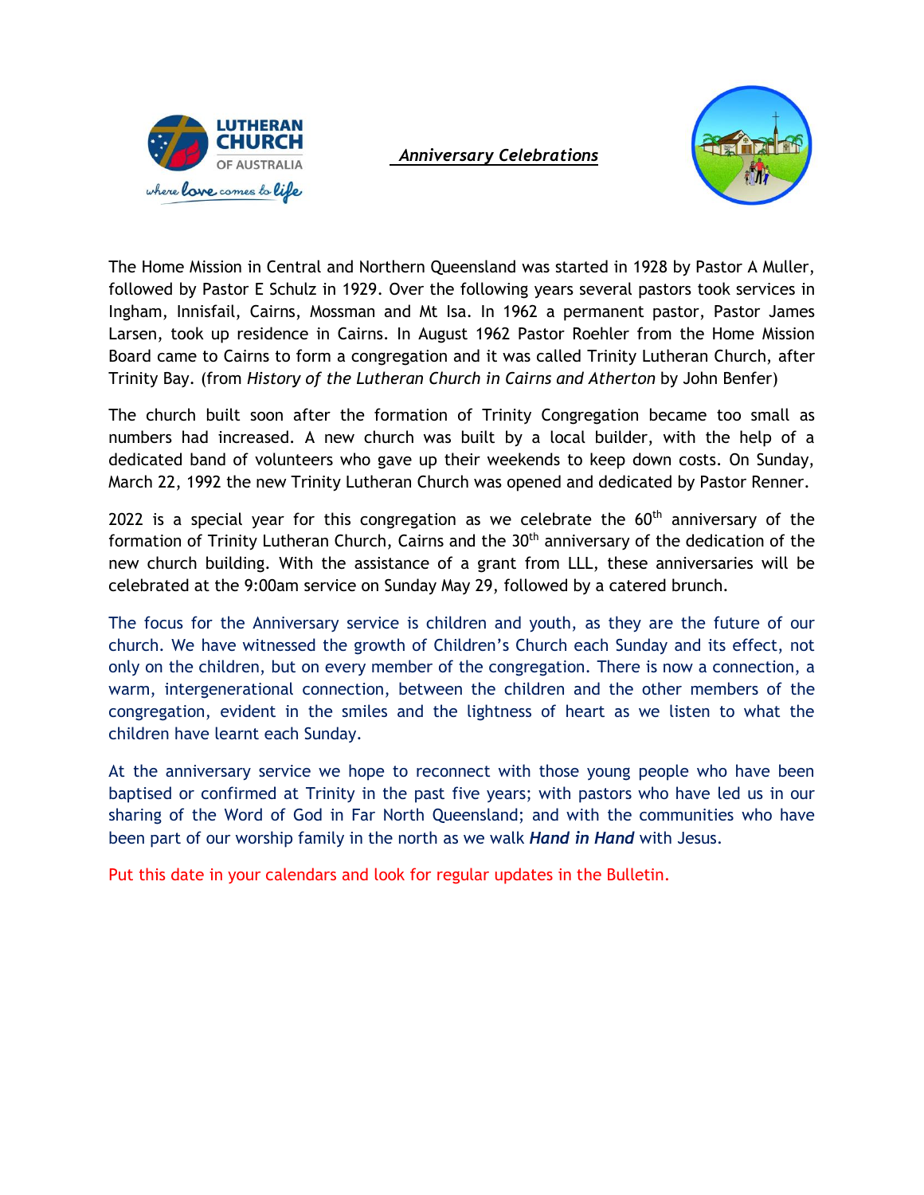***Anniversary Celebrations***

The Home Mission in Central and Northern Queensland was started in 1928 by Pastor A Muller, followed by Pastor E Schulz in 1929. Over the following years several pastors took services in Ingham, Innisfail, Cairns, Mossman and Mt Isa. In 1962 a permanent pastor, Pastor James Larsen, took up residence in Cairns. In August 1962 Pastor Roehler from the Home Mission Board came to Cairns to form a congregation and it was called Trinity Lutheran Church, after Trinity Bay. (from *History of the Lutheran Church in Cairns and Atherton* by John Benfer)

The church built soon after the formation of Trinity Congregation became too small as numbers had increased. A new church was built by a local builder, with the help of a dedicated band of volunteers who gave up their weekends to keep down costs. On Sunday, March 22, 1992 the new Trinity Lutheran Church was opened and dedicated by Pastor Renner.

2022 is a special year for this congregation as we celebrate the 60th anniversary of the formation of Trinity Lutheran Church, Cairns and the 30th anniversary of the dedication of the new church building. With the assistance of a grant from LLL, these anniversaries will be celebrated at the 9:00am service on Sunday May 29, followed by a catered brunch.

The focus for the Anniversary service is children and youth, as they are the future of our church. We have witnessed the growth of Children's Church each Sunday and its effect, not only on the children, but on every member of the congregation. There is now a connection, a warm, intergenerational connection, between the children and the other members of the congregation, evident in the smiles and the lightness of heart as we listen to what the children have learnt each Sunday.

At the anniversary service we hope to reconnect with those young people who have been baptised or confirmed at Trinity in the past five years; with pastors who have led us in our sharing of the Word of God in Far North Queensland; and with the communities who have been part of our worship family in the north as we walk ***Hand in Hand*** with Jesus.

Put this date in your calendars and look for regular updates in the Bulletin.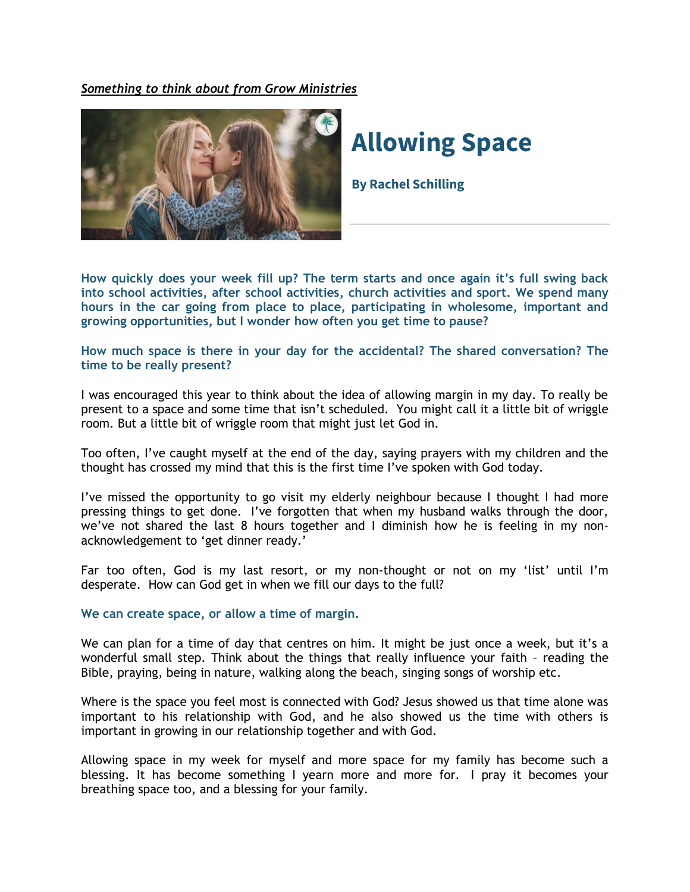***Something to think about from Grow Ministries***

# Allowing Space

**By Rachel Schilling**

**How quickly does your week fill up? The term starts and once again it's full swing back into school activities, after school activities, church activities and sport. We spend many hours in the car going from place to place, participating in wholesome, important and growing opportunities, but I wonder how often you get time to pause?**

**How much space is there in your day for the accidental? The shared conversation? The time to be really present?**

I was encouraged this year to think about the idea of allowing margin in my day. To really be present to a space and some time that isn't scheduled. You might call it a little bit of wriggle room. But a little bit of wriggle room that might just let God in.

Too often, I've caught myself at the end of the day, saying prayers with my children and the thought has crossed my mind that this is the first time I've spoken with God today.

I've missed the opportunity to go visit my elderly neighbour because I thought I had more pressing things to get done. I've forgotten that when my husband walks through the door, we've not shared the last 8 hours together and I diminish how he is feeling in my non-acknowledgement to 'get dinner ready.'

Far too often, God is my last resort, or my non-thought or not on my 'list' until I'm desperate. How can God get in when we fill our days to the full?

**We can create space, or allow a time of margin.**

We can plan for a time of day that centres on him. It might be just once a week, but it's a wonderful small step. Think about the things that really influence your faith – reading the Bible, praying, being in nature, walking along the beach, singing songs of worship etc.

Where is the space you feel most is connected with God? Jesus showed us that time alone was important to his relationship with God, and he also showed us the time with others is important in growing in our relationship together and with God.

Allowing space in my week for myself and more space for my family has become such a blessing. It has become something I yearn more and more for. I pray it becomes your breathing space too, and a blessing for your family.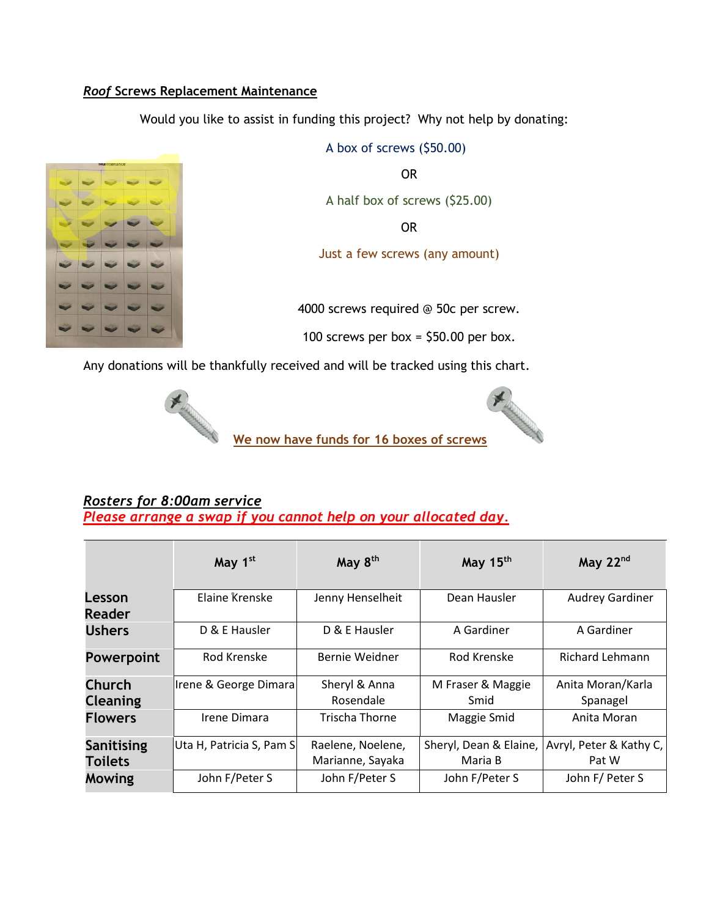**_Roof_ Screws Replacement Maintenance**

Would you like to assist in funding this project? Why not help by donating:

A box of screws ($50.00)

OR

A half box of screws ($25.00)

OR

Just a few screws (any amount)

4000 screws required @ 50c per screw.

100 screws per box = $50.00 per box.

Any donations will be thankfully received and will be tracked using this chart.

We now have funds for 16 boxes of screws

***Rosters for 8:00am service***

***Please arrange a swap if you cannot help on your allocated day.***

| | May 1st | May 8th | May 15th | May 22nd |
|---|---|---|---|---|
| **Lesson Reader** | Elaine Krenske | Jenny Henselheit | Dean Hausler | Audrey Gardiner |
| **Ushers** | D & E Hausler | D & E Hausler | A Gardiner | A Gardiner |
| **Powerpoint** | Rod Krenske | Bernie Weidner | Rod Krenske | Richard Lehmann |
| **Church Cleaning** | Irene & George Dimara | Sheryl & Anna Rosendale | M Fraser & Maggie Smid | Anita Moran/Karla Spanagel |
| **Flowers** | Irene Dimara | Trischa Thorne | Maggie Smid | Anita Moran |
| **Sanitising Toilets** | Uta H, Patricia S, Pam S | Raelene, Noelene, Marianne, Sayaka | Sheryl, Dean & Elaine, Maria B | Avryl, Peter & Kathy C, Pat W |
| **Mowing** | John F/Peter S | John F/Peter S | John F/Peter S | John F/ Peter S |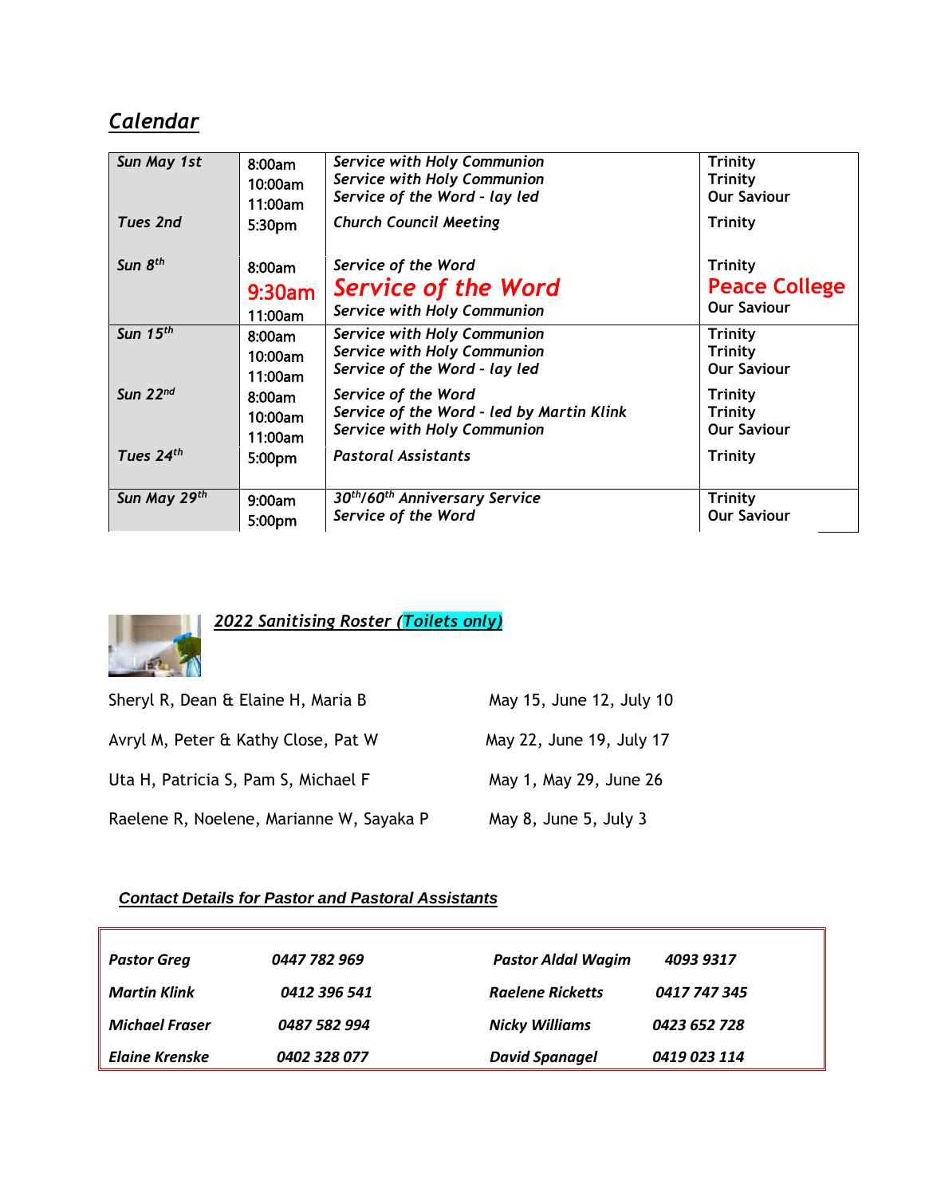## *Calendar*

| | | | |
|---|---|---|---|
| *Sun May 1st* | 8:00am | *Service with Holy Communion* | Trinity |
| | 10:00am | *Service with Holy Communion* | Trinity |
| | 11:00am | *Service of the Word - lay led* | Our Saviour |
| *Tues 2nd* | 5:30pm | *Church Council Meeting* | Trinity |
| *Sun 8th* | 8:00am | *Service of the Word* | Trinity |
| | 9:30am | *Service of the Word* | Peace College |
| | 11:00am | *Service with Holy Communion* | Our Saviour |
| *Sun 15th* | 8:00am | *Service with Holy Communion* | Trinity |
| | 10:00am | *Service with Holy Communion* | Trinity |
| | 11:00am | *Service of the Word - lay led* | Our Saviour |
| *Sun 22nd* | 8:00am | *Service of the Word* | Trinity |
| | 10:00am | *Service of the Word - led by Martin Klink* | Trinity |
| | 11:00am | *Service with Holy Communion* | Our Saviour |
| *Tues 24th* | 5:00pm | *Pastoral Assistants* | Trinity |
| *Sun May 29th* | 9:00am | *30th/60th Anniversary Service* | Trinity |
| | 5:00pm | *Service of the Word* | Our Saviour |

## *2022 Sanitising Roster (Toilets only)*

| | |
|---|---|
| Sheryl R, Dean & Elaine H, Maria B | May 15, June 12, July 10 |
| Avryl M, Peter & Kathy Close, Pat W | May 22, June 19, July 17 |
| Uta H, Patricia S, Pam S, Michael F | May 1, May 29, June 26 |
| Raelene R, Noelene, Marianne W, Sayaka P | May 8, June 5, July 3 |

## *Contact Details for Pastor and Pastoral Assistants*

| | | | |
|---|---|---|---|
| *Pastor Greg* | *0447 782 969* | *Pastor Aldal Wagim* | *4093 9317* |
| *Martin Klink* | *0412 396 541* | *Raelene Ricketts* | *0417 747 345* |
| *Michael Fraser* | *0487 582 994* | *Nicky Williams* | *0423 652 728* |
| *Elaine Krenske* | *0402 328 077* | *David Spanagel* | *0419 023 114* |